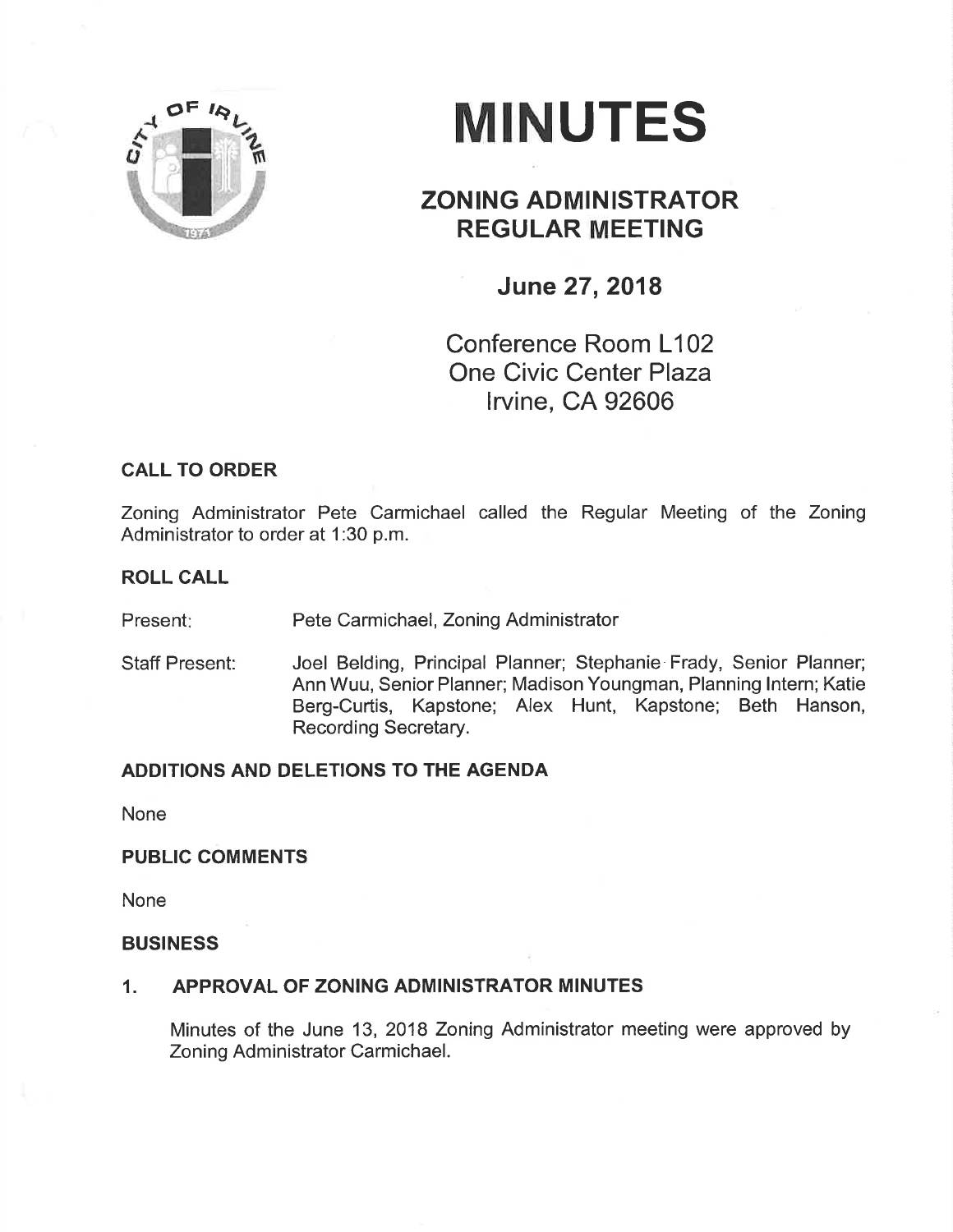# MINUTES

## ZONING ADMINISTRATOR REGULAR MEETING

### June 27, 2018

Conference Room L102
One Civic Center Plaza
Irvine, CA 92606

**CALL TO ORDER**

Zoning Administrator Pete Carmichael called the Regular Meeting of the Zoning Administrator to order at 1:30 p.m.

**ROLL CALL**

Present: Pete Carmichael, Zoning Administrator

Staff Present: Joel Belding, Principal Planner; Stephanie Frady, Senior Planner; Ann Wuu, Senior Planner; Madison Youngman, Planning Intern; Katie Berg-Curtis, Kapstone; Alex Hunt, Kapstone; Beth Hanson, Recording Secretary.

**ADDITIONS AND DELETIONS TO THE AGENDA**

None

**PUBLIC COMMENTS**

None

**BUSINESS**

**1. APPROVAL OF ZONING ADMINISTRATOR MINUTES**

Minutes of the June 13, 2018 Zoning Administrator meeting were approved by Zoning Administrator Carmichael.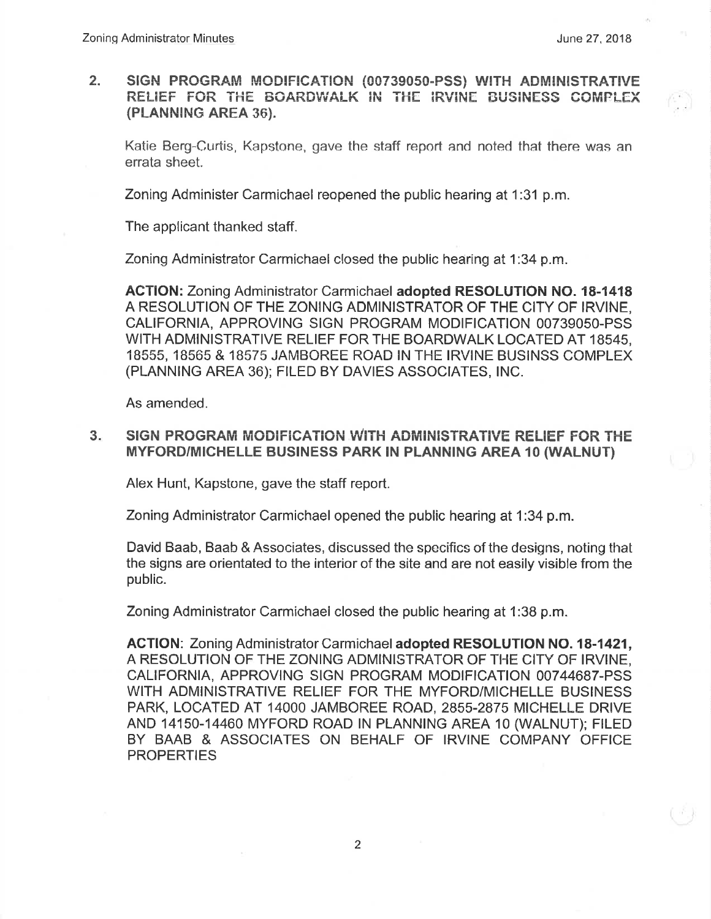2. **SIGN PROGRAM MODIFICATION (00739050-PSS) WITH ADMINISTRATIVE RELIEF FOR THE BOARDWALK IN THE IRVINE BUSINESS COMPLEX (PLANNING AREA 36).**

   Katie Berg-Curtis, Kapstone, gave the staff report and noted that there was an errata sheet.

   Zoning Administer Carmichael reopened the public hearing at 1:31 p.m.

   The applicant thanked staff.

   Zoning Administrator Carmichael closed the public hearing at 1:34 p.m.

   **ACTION:** Zoning Administrator Carmichael **adopted RESOLUTION NO. 18-1418** A RESOLUTION OF THE ZONING ADMINISTRATOR OF THE CITY OF IRVINE, CALIFORNIA, APPROVING SIGN PROGRAM MODIFICATION 00739050-PSS WITH ADMINISTRATIVE RELIEF FOR THE BOARDWALK LOCATED AT 18545, 18555, 18565 & 18575 JAMBOREE ROAD IN THE IRVINE BUSINSS COMPLEX (PLANNING AREA 36); FILED BY DAVIES ASSOCIATES, INC.

   As amended.

3. **SIGN PROGRAM MODIFICATION WITH ADMINISTRATIVE RELIEF FOR THE MYFORD/MICHELLE BUSINESS PARK IN PLANNING AREA 10 (WALNUT)**

   Alex Hunt, Kapstone, gave the staff report.

   Zoning Administrator Carmichael opened the public hearing at 1:34 p.m.

   David Baab, Baab & Associates, discussed the specifics of the designs, noting that the signs are orientated to the interior of the site and are not easily visible from the public.

   Zoning Administrator Carmichael closed the public hearing at 1:38 p.m.

   **ACTION**: Zoning Administrator Carmichael **adopted RESOLUTION NO. 18-1421,** A RESOLUTION OF THE ZONING ADMINISTRATOR OF THE CITY OF IRVINE, CALIFORNIA, APPROVING SIGN PROGRAM MODIFICATION 00744687-PSS WITH ADMINISTRATIVE RELIEF FOR THE MYFORD/MICHELLE BUSINESS PARK, LOCATED AT 14000 JAMBOREE ROAD, 2855-2875 MICHELLE DRIVE AND 14150-14460 MYFORD ROAD IN PLANNING AREA 10 (WALNUT); FILED BY BAAB & ASSOCIATES ON BEHALF OF IRVINE COMPANY OFFICE PROPERTIES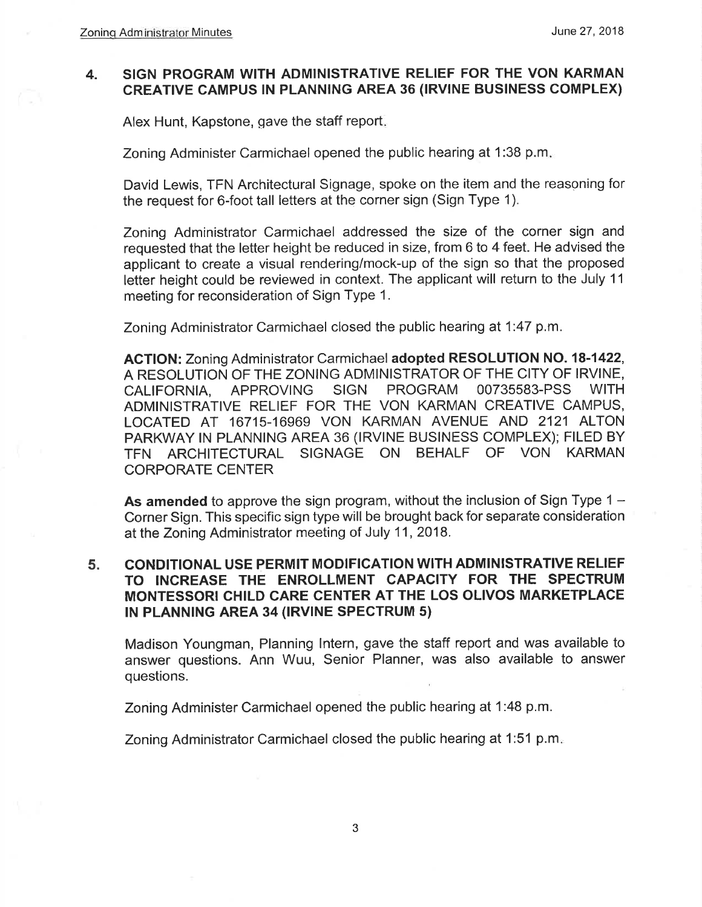## 4. SIGN PROGRAM WITH ADMINISTRATIVE RELIEF FOR THE VON KARMAN CREATIVE CAMPUS IN PLANNING AREA 36 (IRVINE BUSINESS COMPLEX)

Alex Hunt, Kapstone, gave the staff report.

Zoning Administer Carmichael opened the public hearing at 1:38 p.m.

David Lewis, TFN Architectural Signage, spoke on the item and the reasoning for the request for 6-foot tall letters at the corner sign (Sign Type 1).

Zoning Administrator Carmichael addressed the size of the corner sign and requested that the letter height be reduced in size, from 6 to 4 feet. He advised the applicant to create a visual rendering/mock-up of the sign so that the proposed letter height could be reviewed in context. The applicant will return to the July 11 meeting for reconsideration of Sign Type 1.

Zoning Administrator Carmichael closed the public hearing at 1:47 p.m.

**ACTION:** Zoning Administrator Carmichael **adopted RESOLUTION NO. 18-1422**, A RESOLUTION OF THE ZONING ADMINISTRATOR OF THE CITY OF IRVINE, CALIFORNIA, APPROVING SIGN PROGRAM 00735583-PSS WITH ADMINISTRATIVE RELIEF FOR THE VON KARMAN CREATIVE CAMPUS, LOCATED AT 16715-16969 VON KARMAN AVENUE AND 2121 ALTON PARKWAY IN PLANNING AREA 36 (IRVINE BUSINESS COMPLEX); FILED BY TFN ARCHITECTURAL SIGNAGE ON BEHALF OF VON KARMAN CORPORATE CENTER

**As amended** to approve the sign program, without the inclusion of Sign Type 1 – Corner Sign. This specific sign type will be brought back for separate consideration at the Zoning Administrator meeting of July 11, 2018.

## 5. CONDITIONAL USE PERMIT MODIFICATION WITH ADMINISTRATIVE RELIEF TO INCREASE THE ENROLLMENT CAPACITY FOR THE SPECTRUM MONTESSORI CHILD CARE CENTER AT THE LOS OLIVOS MARKETPLACE IN PLANNING AREA 34 (IRVINE SPECTRUM 5)

Madison Youngman, Planning Intern, gave the staff report and was available to answer questions. Ann Wuu, Senior Planner, was also available to answer questions.

Zoning Administer Carmichael opened the public hearing at 1:48 p.m.

Zoning Administrator Carmichael closed the public hearing at 1:51 p.m.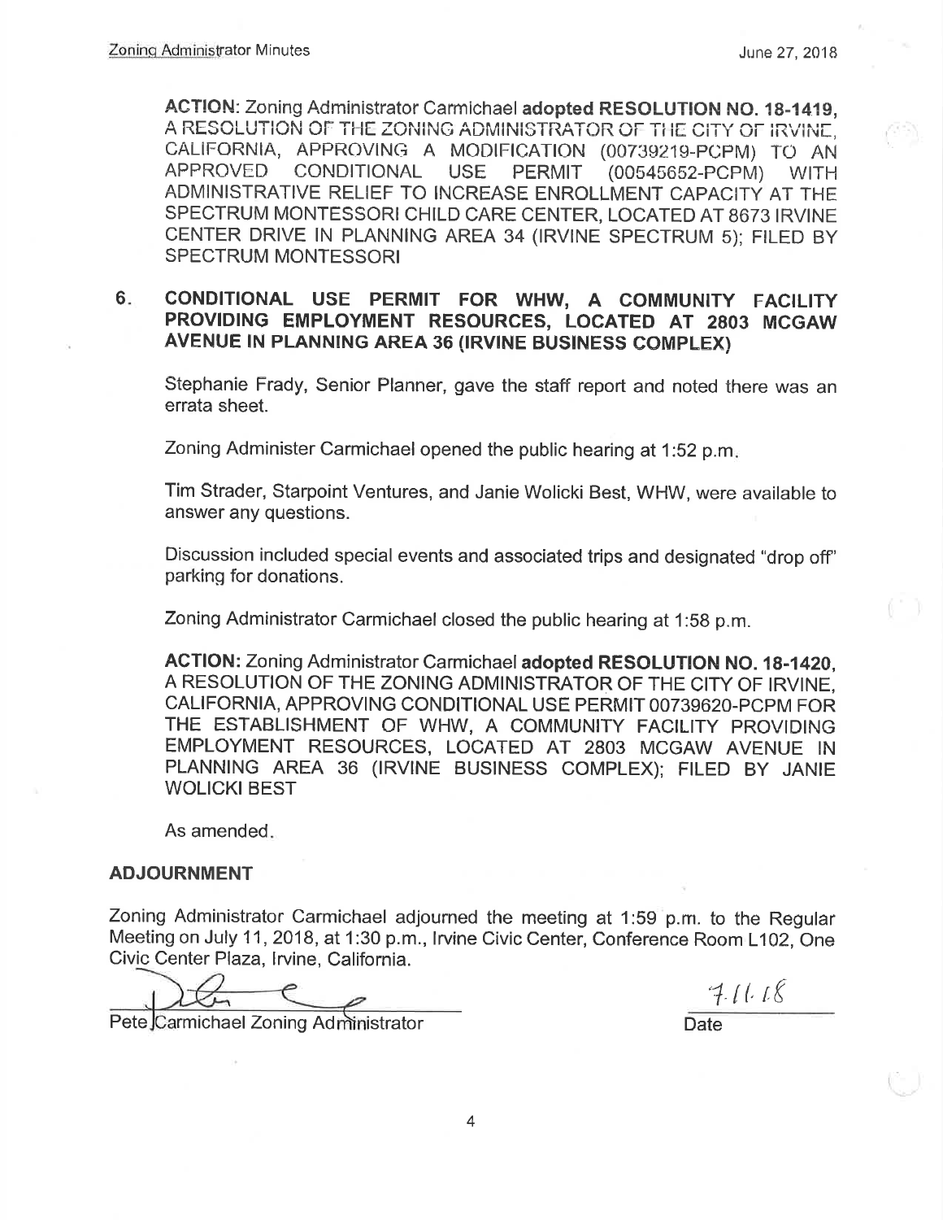**ACTION:** Zoning Administrator Carmichael **adopted RESOLUTION NO. 18-1419,** A RESOLUTION OF THE ZONING ADMINISTRATOR OF THE CITY OF IRVINE, CALIFORNIA, APPROVING A MODIFICATION (00739219-PCPM) TO AN APPROVED CONDITIONAL USE PERMIT (00545652-PCPM) WITH ADMINISTRATIVE RELIEF TO INCREASE ENROLLMENT CAPACITY AT THE SPECTRUM MONTESSORI CHILD CARE CENTER, LOCATED AT 8673 IRVINE CENTER DRIVE IN PLANNING AREA 34 (IRVINE SPECTRUM 5); FILED BY SPECTRUM MONTESSORI

6. **CONDITIONAL USE PERMIT FOR WHW, A COMMUNITY FACILITY PROVIDING EMPLOYMENT RESOURCES, LOCATED AT 2803 MCGAW AVENUE IN PLANNING AREA 36 (IRVINE BUSINESS COMPLEX)**

   Stephanie Frady, Senior Planner, gave the staff report and noted there was an errata sheet.

   Zoning Administer Carmichael opened the public hearing at 1:52 p.m.

   Tim Strader, Starpoint Ventures, and Janie Wolicki Best, WHW, were available to answer any questions.

   Discussion included special events and associated trips and designated "drop off" parking for donations.

   Zoning Administrator Carmichael closed the public hearing at 1:58 p.m.

   **ACTION:** Zoning Administrator Carmichael **adopted RESOLUTION NO. 18-1420,** A RESOLUTION OF THE ZONING ADMINISTRATOR OF THE CITY OF IRVINE, CALIFORNIA, APPROVING CONDITIONAL USE PERMIT 00739620-PCPM FOR THE ESTABLISHMENT OF WHW, A COMMUNITY FACILITY PROVIDING EMPLOYMENT RESOURCES, LOCATED AT 2803 MCGAW AVENUE IN PLANNING AREA 36 (IRVINE BUSINESS COMPLEX); FILED BY JANIE WOLICKI BEST

   As amended.

## ADJOURNMENT

Zoning Administrator Carmichael adjourned the meeting at 1:59 p.m. to the Regular Meeting on July 11, 2018, at 1:30 p.m., Irvine Civic Center, Conference Room L102, One Civic Center Plaza, Irvine, California.

Pete Carmichael Zoning Administrator

7.11.18

Date